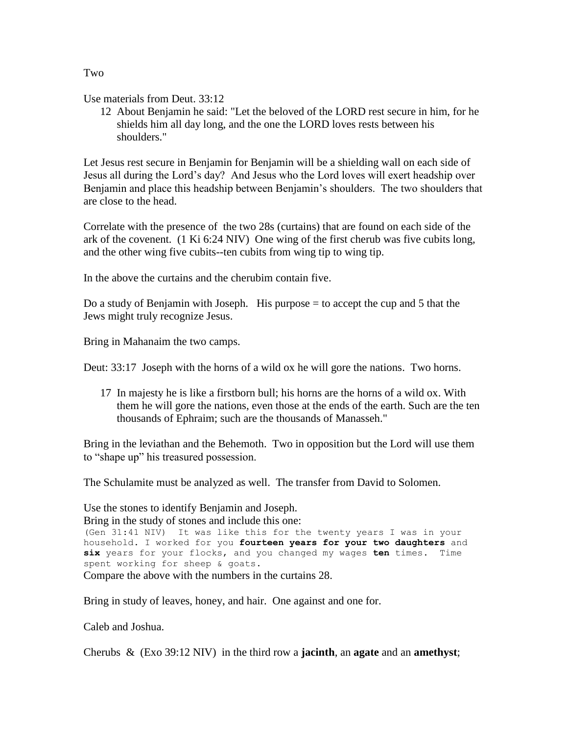Two

Use materials from Deut. 33:12

> 12 About Benjamin he said: "Let the beloved of the LORD rest secure in him, for he shields him all day long, and the one the LORD loves rests between his shoulders."

Let Jesus rest secure in Benjamin for Benjamin will be a shielding wall on each side of Jesus all during the Lord's day? And Jesus who the Lord loves will exert headship over Benjamin and place this headship between Benjamin's shoulders. The two shoulders that are close to the head.

Correlate with the presence of the two 28s (curtains) that are found on each side of the ark of the covenent. (1 Ki 6:24 NIV) One wing of the first cherub was five cubits long, and the other wing five cubits--ten cubits from wing tip to wing tip.

In the above the curtains and the cherubim contain five.

Do a study of Benjamin with Joseph. His purpose = to accept the cup and 5 that the Jews might truly recognize Jesus.

Bring in Mahanaim the two camps.

Deut: 33:17 Joseph with the horns of a wild ox he will gore the nations. Two horns.

> 17 In majesty he is like a firstborn bull; his horns are the horns of a wild ox. With them he will gore the nations, even those at the ends of the earth. Such are the ten thousands of Ephraim; such are the thousands of Manasseh."

Bring in the leviathan and the Behemoth. Two in opposition but the Lord will use them to "shape up" his treasured possession.

The Schulamite must be analyzed as well. The transfer from David to Solomen.

Use the stones to identify Benjamin and Joseph.
Bring in the study of stones and include this one:
(Gen 31:41 NIV) It was like this for the twenty years I was in your household. I worked for you **fourteen years for your two daughters** and **six** years for your flocks, and you changed my wages **ten** times. Time spent working for sheep & goats.
Compare the above with the numbers in the curtains 28.

Bring in study of leaves, honey, and hair. One against and one for.

Caleb and Joshua.

Cherubs & (Exo 39:12 NIV) in the third row a **jacinth**, an **agate** and an **amethyst**;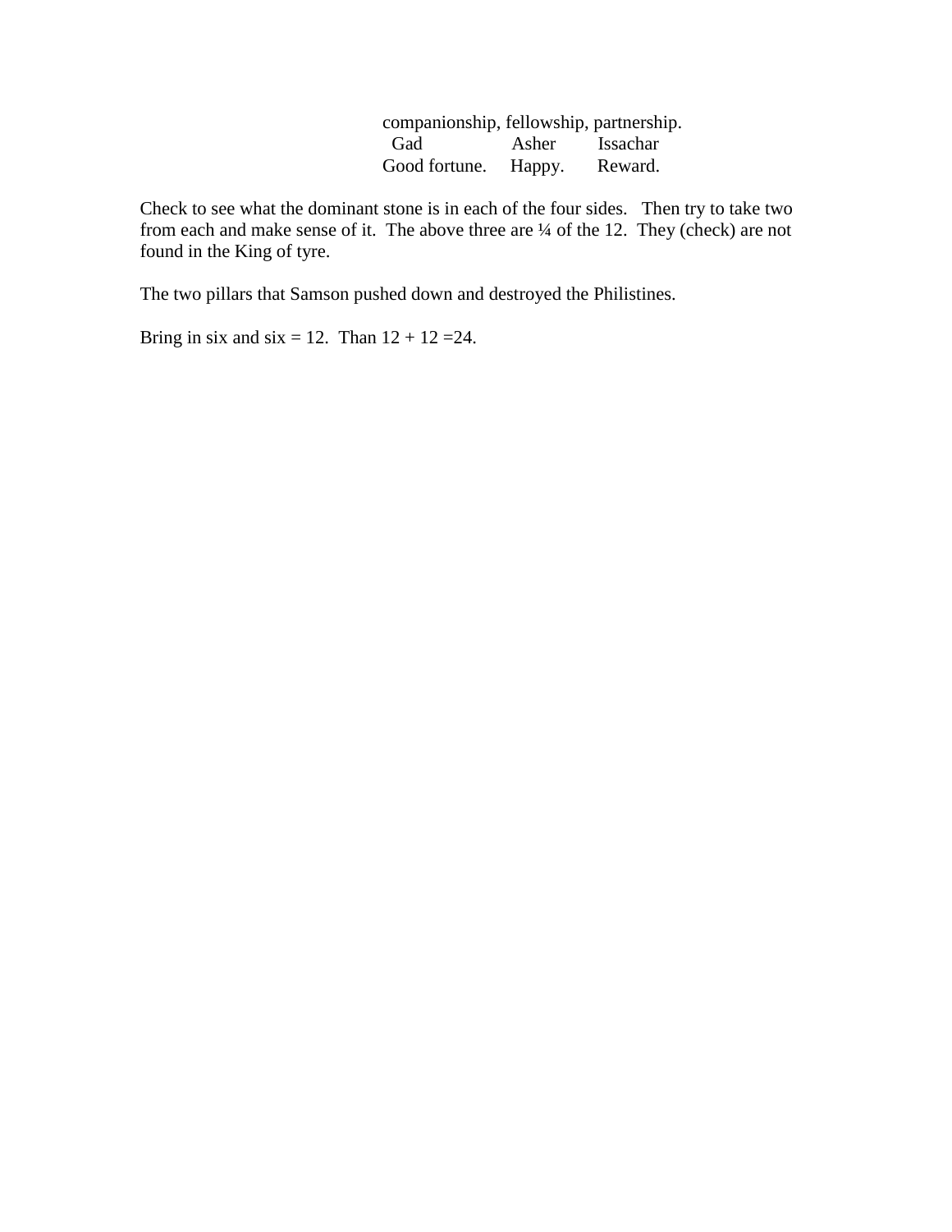companionship, fellowship, partnership.

| | | |
|---|---|---|
| Gad | Asher | Issachar |
| Good fortune. | Happy. | Reward. |

Check to see what the dominant stone is in each of the four sides.   Then try to take two from each and make sense of it.  The above three are ¼ of the 12.  They (check) are not found in the King of tyre.

The two pillars that Samson pushed down and destroyed the Philistines.

Bring in six and six = 12.  Than 12 + 12 =24.